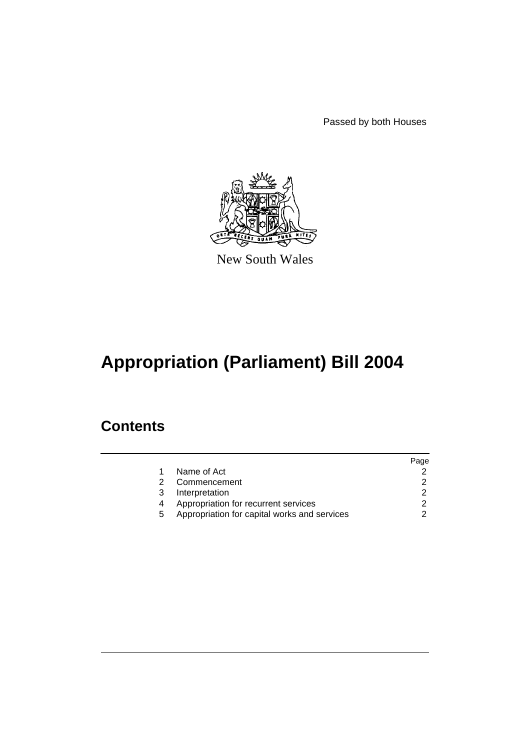Passed by both Houses

New South Wales

# Appropriation (Parliament) Bill 2004

## Contents

| | | Page |
|---|---|---|
| 1 | Name of Act | 2 |
| 2 | Commencement | 2 |
| 3 | Interpretation | 2 |
| 4 | Appropriation for recurrent services | 2 |
| 5 | Appropriation for capital works and services | 2 |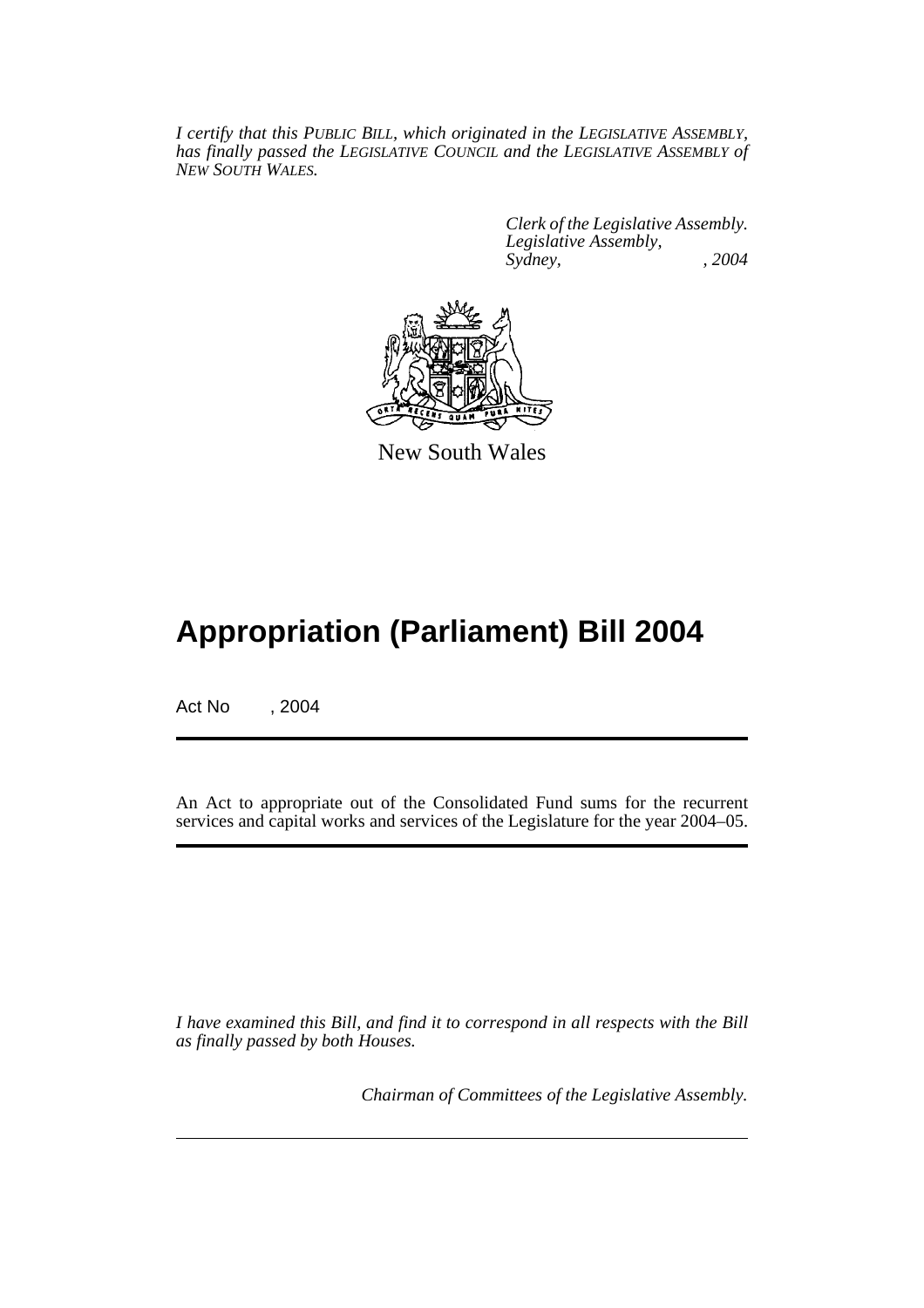*I certify that this PUBLIC BILL, which originated in the LEGISLATIVE ASSEMBLY, has finally passed the LEGISLATIVE COUNCIL and the LEGISLATIVE ASSEMBLY of NEW SOUTH WALES.*

*Clerk of the Legislative Assembly.*
*Legislative Assembly,*
*Sydney, , 2004*

New South Wales

# Appropriation (Parliament) Bill 2004

Act No , 2004

An Act to appropriate out of the Consolidated Fund sums for the recurrent services and capital works and services of the Legislature for the year 2004–05.

*I have examined this Bill, and find it to correspond in all respects with the Bill as finally passed by both Houses.*

*Chairman of Committees of the Legislative Assembly.*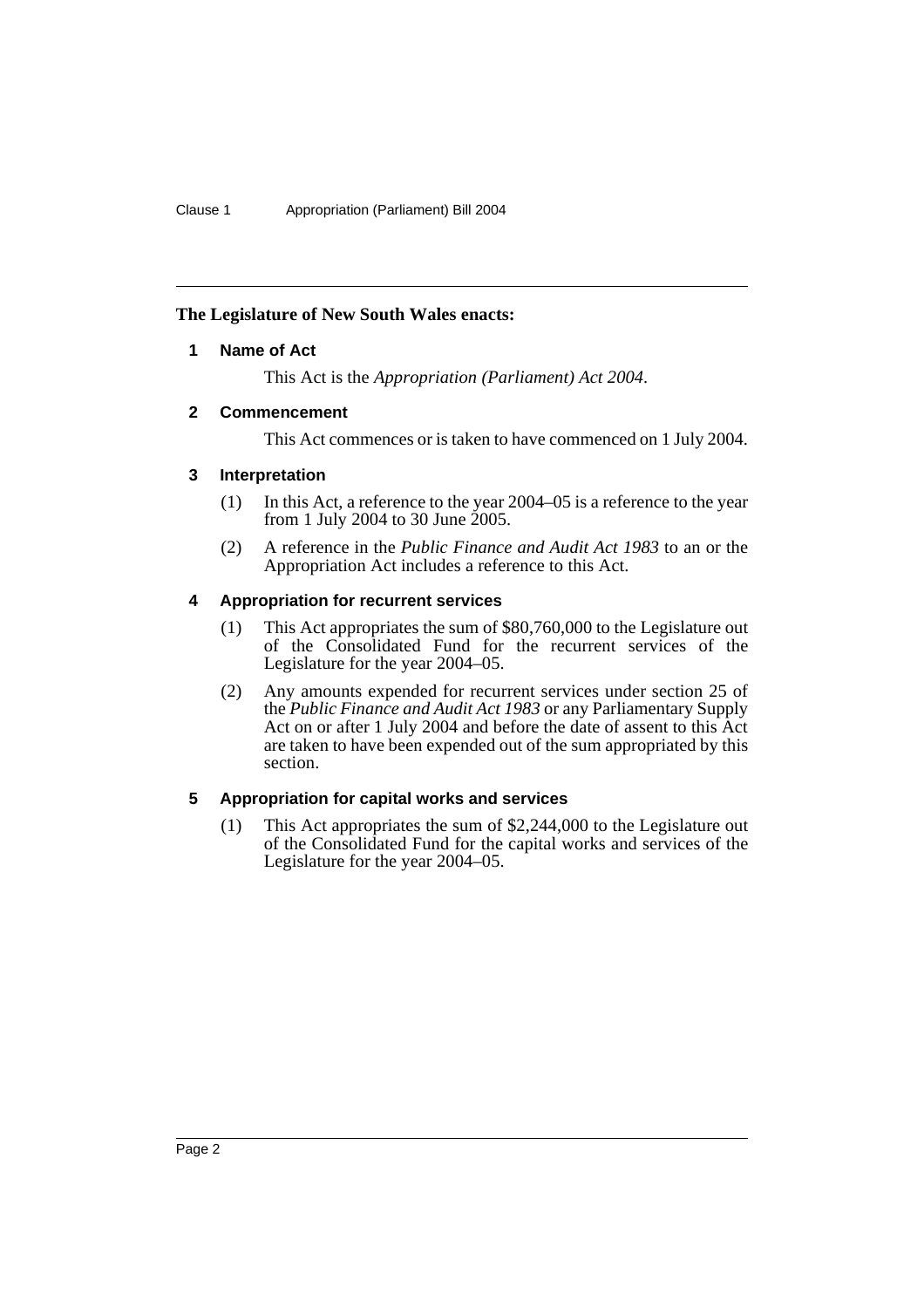**The Legislature of New South Wales enacts:**

### 1 Name of Act

This Act is the *Appropriation (Parliament) Act 2004*.

### 2 Commencement

This Act commences or is taken to have commenced on 1 July 2004.

### 3 Interpretation

(1) In this Act, a reference to the year 2004–05 is a reference to the year from 1 July 2004 to 30 June 2005.

(2) A reference in the *Public Finance and Audit Act 1983* to an or the Appropriation Act includes a reference to this Act.

### 4 Appropriation for recurrent services

(1) This Act appropriates the sum of $80,760,000 to the Legislature out of the Consolidated Fund for the recurrent services of the Legislature for the year 2004–05.

(2) Any amounts expended for recurrent services under section 25 of the *Public Finance and Audit Act 1983* or any Parliamentary Supply Act on or after 1 July 2004 and before the date of assent to this Act are taken to have been expended out of the sum appropriated by this section.

### 5 Appropriation for capital works and services

(1) This Act appropriates the sum of $2,244,000 to the Legislature out of the Consolidated Fund for the capital works and services of the Legislature for the year 2004–05.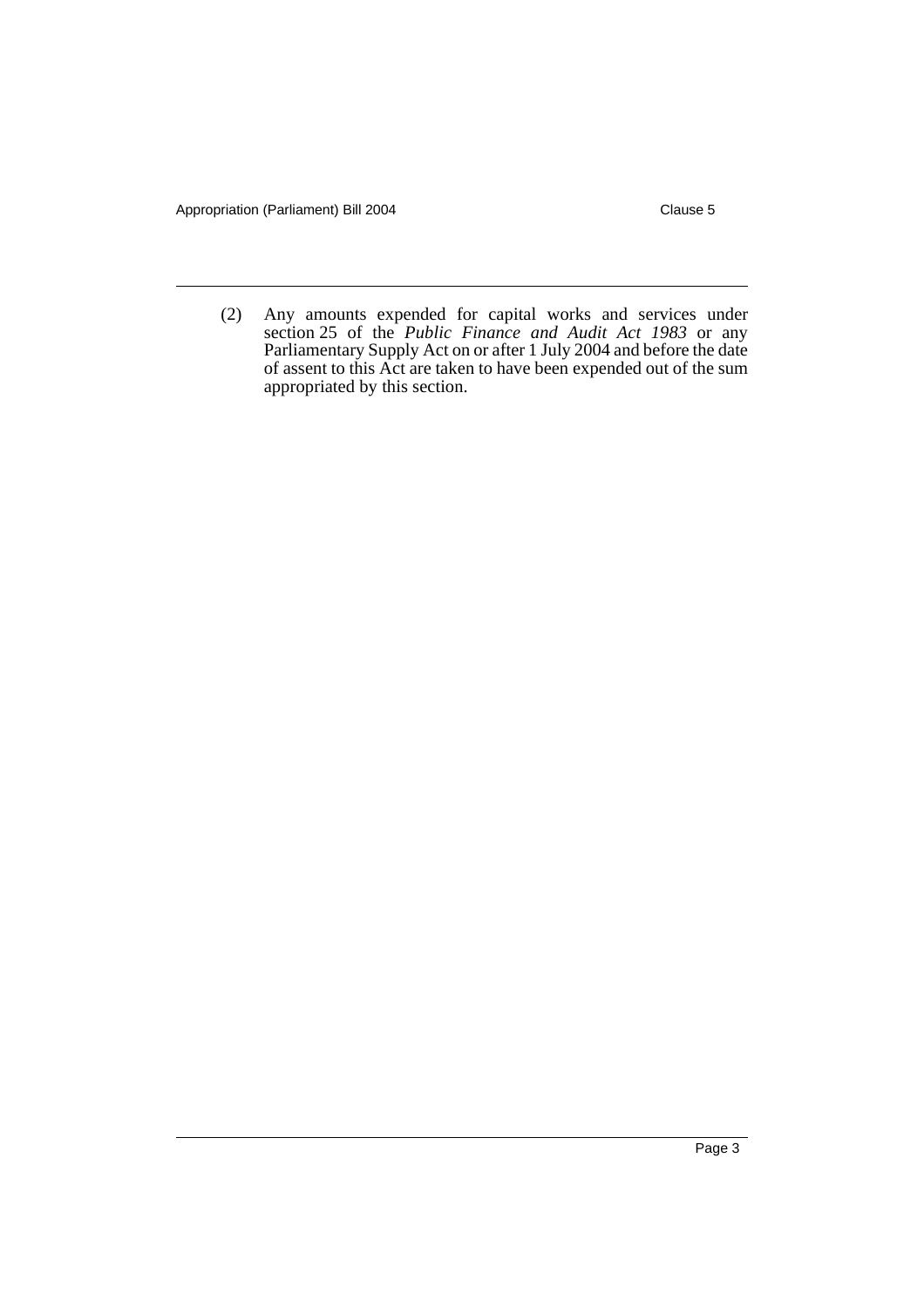(2) Any amounts expended for capital works and services under section 25 of the *Public Finance and Audit Act 1983* or any Parliamentary Supply Act on or after 1 July 2004 and before the date of assent to this Act are taken to have been expended out of the sum appropriated by this section.